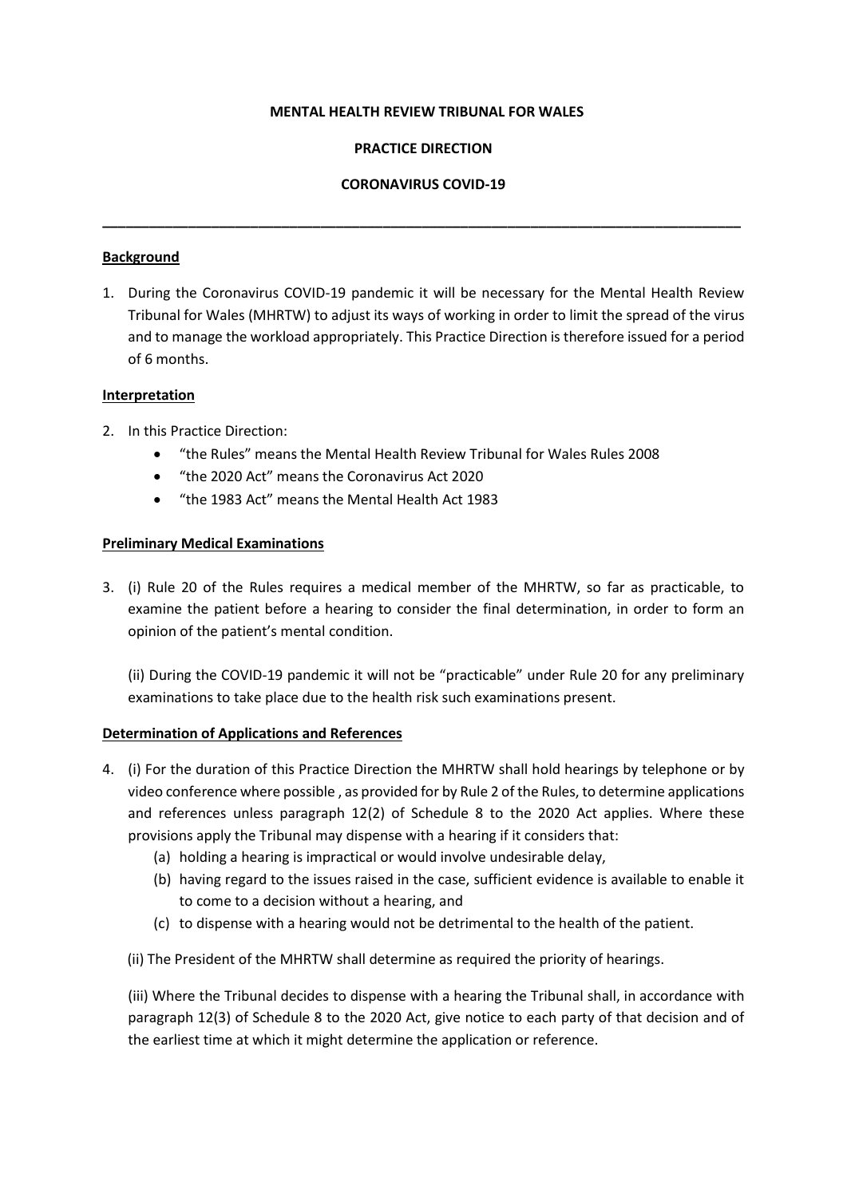**MENTAL HEALTH REVIEW TRIBUNAL FOR WALES**

**PRACTICE DIRECTION**

**CORONAVIRUS COVID-19**

---

## Background

1. During the Coronavirus COVID-19 pandemic it will be necessary for the Mental Health Review Tribunal for Wales (MHRTW) to adjust its ways of working in order to limit the spread of the virus and to manage the workload appropriately. This Practice Direction is therefore issued for a period of 6 months.

## Interpretation

2. In this Practice Direction:
   - "the Rules" means the Mental Health Review Tribunal for Wales Rules 2008
   - "the 2020 Act" means the Coronavirus Act 2020
   - "the 1983 Act" means the Mental Health Act 1983

## Preliminary Medical Examinations

3. (i) Rule 20 of the Rules requires a medical member of the MHRTW, so far as practicable, to examine the patient before a hearing to consider the final determination, in order to form an opinion of the patient's mental condition.

   (ii) During the COVID-19 pandemic it will not be "practicable" under Rule 20 for any preliminary examinations to take place due to the health risk such examinations present.

## Determination of Applications and References

4. (i) For the duration of this Practice Direction the MHRTW shall hold hearings by telephone or by video conference where possible , as provided for by Rule 2 of the Rules, to determine applications and references unless paragraph 12(2) of Schedule 8 to the 2020 Act applies. Where these provisions apply the Tribunal may dispense with a hearing if it considers that:
   (a) holding a hearing is impractical or would involve undesirable delay,
   (b) having regard to the issues raised in the case, sufficient evidence is available to enable it to come to a decision without a hearing, and
   (c) to dispense with a hearing would not be detrimental to the health of the patient.

   (ii) The President of the MHRTW shall determine as required the priority of hearings.

   (iii) Where the Tribunal decides to dispense with a hearing the Tribunal shall, in accordance with paragraph 12(3) of Schedule 8 to the 2020 Act, give notice to each party of that decision and of the earliest time at which it might determine the application or reference.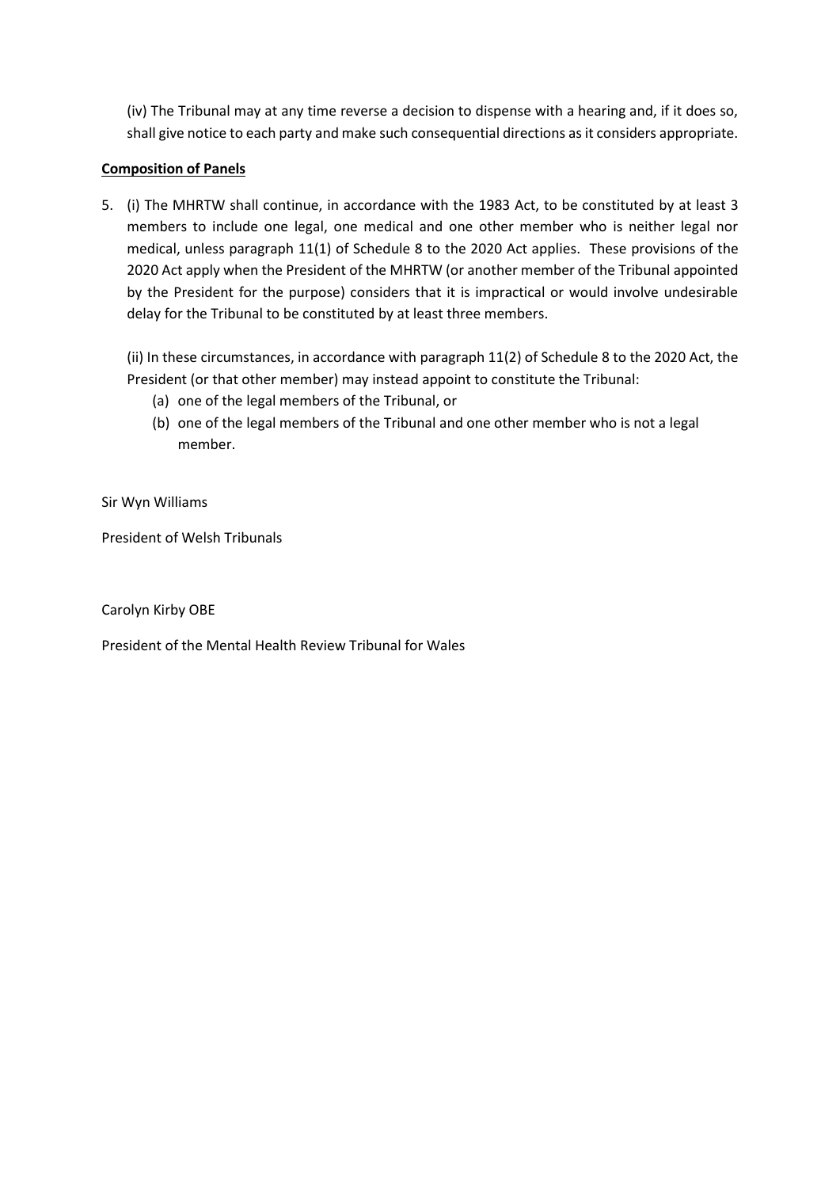(iv) The Tribunal may at any time reverse a decision to dispense with a hearing and, if it does so, shall give notice to each party and make such consequential directions as it considers appropriate.

**Composition of Panels**

5. (i) The MHRTW shall continue, in accordance with the 1983 Act, to be constituted by at least 3 members to include one legal, one medical and one other member who is neither legal nor medical, unless paragraph 11(1) of Schedule 8 to the 2020 Act applies. These provisions of the 2020 Act apply when the President of the MHRTW (or another member of the Tribunal appointed by the President for the purpose) considers that it is impractical or would involve undesirable delay for the Tribunal to be constituted by at least three members.

   (ii) In these circumstances, in accordance with paragraph 11(2) of Schedule 8 to the 2020 Act, the President (or that other member) may instead appoint to constitute the Tribunal:

   (a) one of the legal members of the Tribunal, or
   (b) one of the legal members of the Tribunal and one other member who is not a legal member.

Sir Wyn Williams

President of Welsh Tribunals

Carolyn Kirby OBE

President of the Mental Health Review Tribunal for Wales